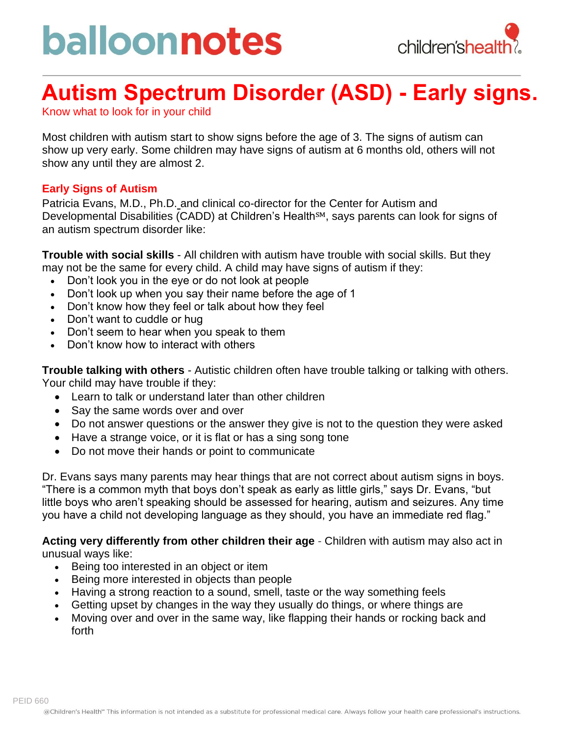# balloonnotes

children'shealth

# Autism Spectrum Disorder (ASD) - Early signs.

Know what to look for in your child

Most children with autism start to show signs before the age of 3. The signs of autism can show up very early. Some children may have signs of autism at 6 months old, others will not show any until they are almost 2.

## Early Signs of Autism

Patricia Evans, M.D., Ph.D. and clinical co-director for the Center for Autism and Developmental Disabilities (CADD) at Children's Health℠, says parents can look for signs of an autism spectrum disorder like:

**Trouble with social skills** - All children with autism have trouble with social skills. But they may not be the same for every child. A child may have signs of autism if they:

- Don't look you in the eye or do not look at people
- Don't look up when you say their name before the age of 1
- Don't know how they feel or talk about how they feel
- Don't want to cuddle or hug
- Don't seem to hear when you speak to them
- Don't know how to interact with others

**Trouble talking with others** - Autistic children often have trouble talking or talking with others. Your child may have trouble if they:

- Learn to talk or understand later than other children
- Say the same words over and over
- Do not answer questions or the answer they give is not to the question they were asked
- Have a strange voice, or it is flat or has a sing song tone
- Do not move their hands or point to communicate

Dr. Evans says many parents may hear things that are not correct about autism signs in boys. "There is a common myth that boys don't speak as early as little girls," says Dr. Evans, "but little boys who aren't speaking should be assessed for hearing, autism and seizures. Any time you have a child not developing language as they should, you have an immediate red flag."

**Acting very differently from other children their age** - Children with autism may also act in unusual ways like:

- Being too interested in an object or item
- Being more interested in objects than people
- Having a strong reaction to a sound, smell, taste or the way something feels
- Getting upset by changes in the way they usually do things, or where things are
- Moving over and over in the same way, like flapping their hands or rocking back and forth

PEID 660

@Children's Health℠ This information is not intended as a substitute for professional medical care. Always follow your health care professional's instructions.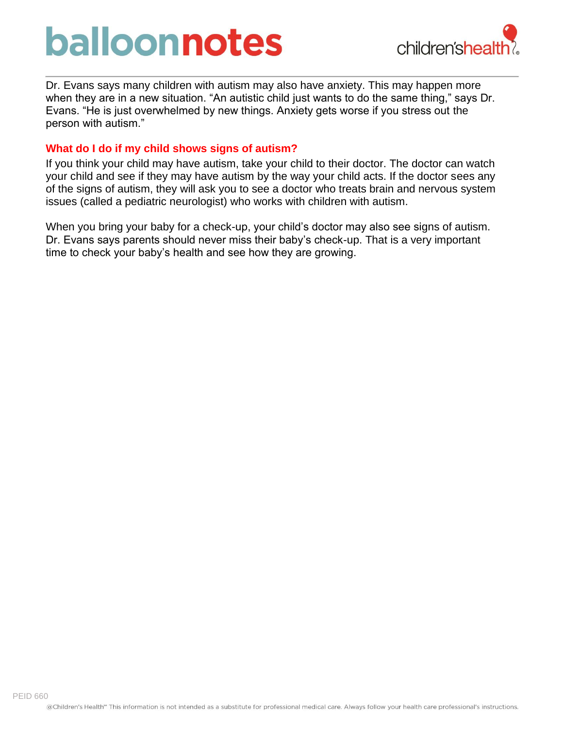Dr. Evans says many children with autism may also have anxiety. This may happen more when they are in a new situation. "An autistic child just wants to do the same thing," says Dr. Evans. "He is just overwhelmed by new things. Anxiety gets worse if you stress out the person with autism."

## What do I do if my child shows signs of autism?

If you think your child may have autism, take your child to their doctor. The doctor can watch your child and see if they may have autism by the way your child acts. If the doctor sees any of the signs of autism, they will ask you to see a doctor who treats brain and nervous system issues (called a pediatric neurologist) who works with children with autism.

When you bring your baby for a check-up, your child's doctor may also see signs of autism. Dr. Evans says parents should never miss their baby's check-up. That is a very important time to check your baby's health and see how they are growing.

PEID 660